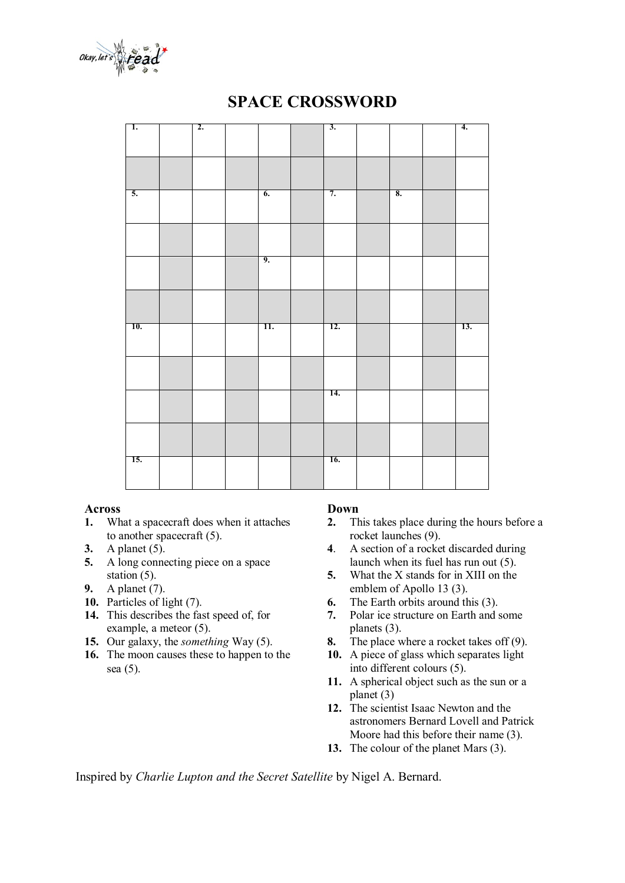# SPACE CROSSWORD

| | | | | | | | | | | |
|---|---|---|---|---|---|---|---|---|---|---|
| 1. | | 2. | | | ■ | 3. | | | | 4. |
| ■ | ■ | | ■ | ■ | ■ | ■ | ■ | ■ | ■ | |
| 5. | | | | 6. | ■ | 7. | ■ | 8. | ■ | |
| | ■ | | ■ | | ■ | | ■ | | ■ | |
| | ■ | | ■ | 9. | | | | | | |
| ■ | ■ | | ■ | ■ | ■ | ■ | ■ | | ■ | ■ |
| 10. | | | | 11. | | 12. | ■ | | ■ | 13. |
| | ■ | | ■ | | ■ | | ■ | | ■ | |
| | ■ | | ■ | | ■ | 14. | | | | |
| | ■ | ■ | ■ | ■ | ■ | ■ | ■ | | ■ | ■ |
| 15. | | | | | ■ | 16. | | | | |

**Across**

1. What a spacecraft does when it attaches to another spacecraft (5).
3. A planet (5).
5. A long connecting piece on a space station (5).
9. A planet (7).
10. Particles of light (7).
14. This describes the fast speed of, for example, a meteor (5).
15. Our galaxy, the *something* Way (5).
16. The moon causes these to happen to the sea (5).

**Down**

2. This takes place during the hours before a rocket launches (9).
4. A section of a rocket discarded during launch when its fuel has run out (5).
5. What the X stands for in XIII on the emblem of Apollo 13 (3).
6. The Earth orbits around this (3).
7. Polar ice structure on Earth and some planets (3).
8. The place where a rocket takes off (9).
10. A piece of glass which separates light into different colours (5).
11. A spherical object such as the sun or a planet (3)
12. The scientist Isaac Newton and the astronomers Bernard Lovell and Patrick Moore had this before their name (3).
13. The colour of the planet Mars (3).

Inspired by *Charlie Lupton and the Secret Satellite* by Nigel A. Bernard.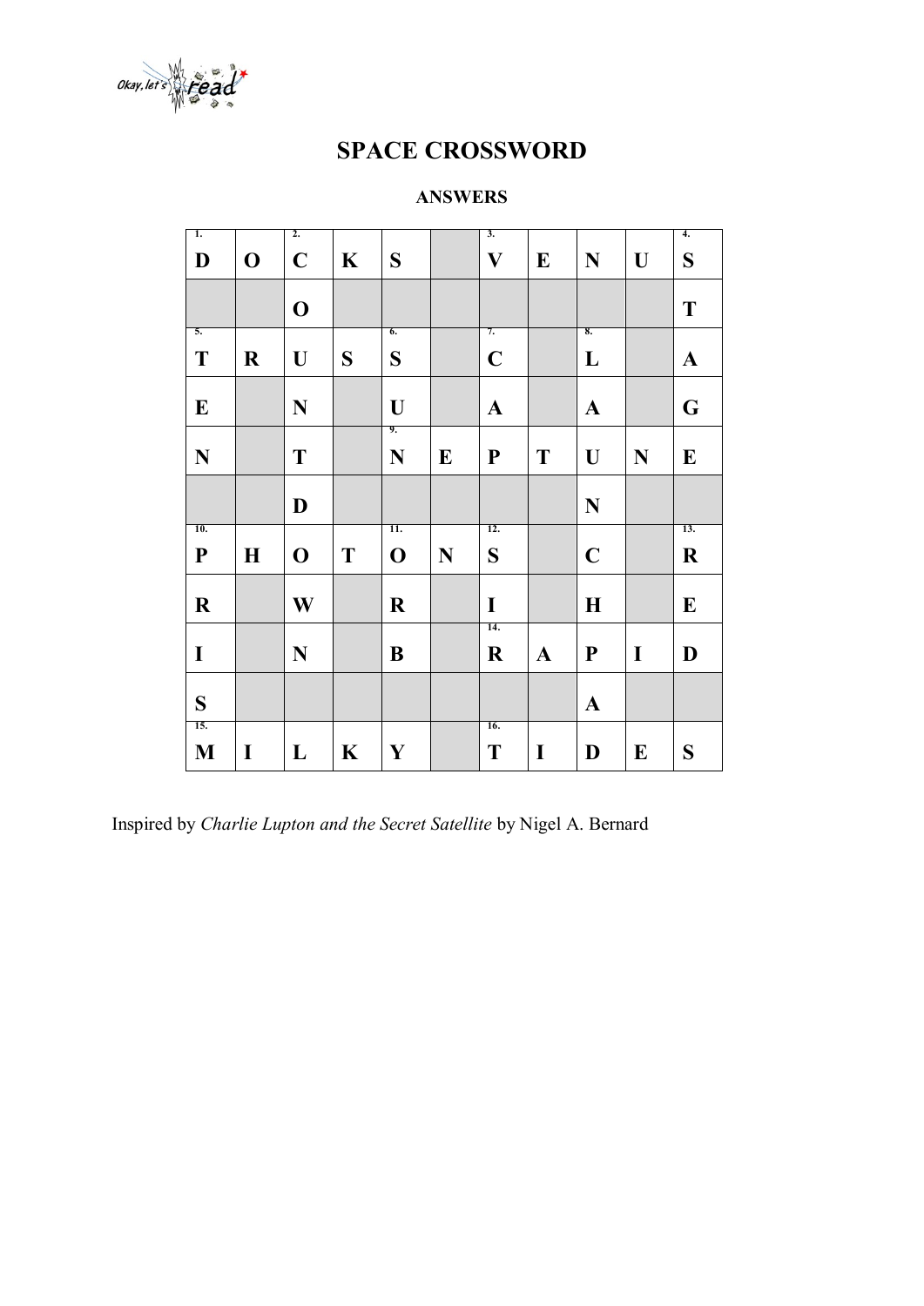# SPACE CROSSWORD

### ANSWERS

| | | | | | | | | | | |
|---|---|---|---|---|---|---|---|---|---|---|
| 1. D | O | 2. C | K | S | | 3. V | E | N | U | 4. S |
| | | O | | | | | | | | T |
| 5. T | R | U | S | 6. S | | 7. C | | 8. L | | A |
| E | | N | | U | | A | | A | | G |
| N | | T | | 9. N | E | P | T | U | N | E |
| | | D | | | | | | N | | |
| 10. P | H | O | T | 11. O | N | 12. S | | C | | 13. R |
| R | | W | | R | | I | | H | | E |
| I | | N | | B | | 14. R | A | P | I | D |
| S | | | | | | | | A | | |
| 15. M | I | L | K | Y | | 16. T | I | D | E | S |

Inspired by *Charlie Lupton and the Secret Satellite* by Nigel A. Bernard